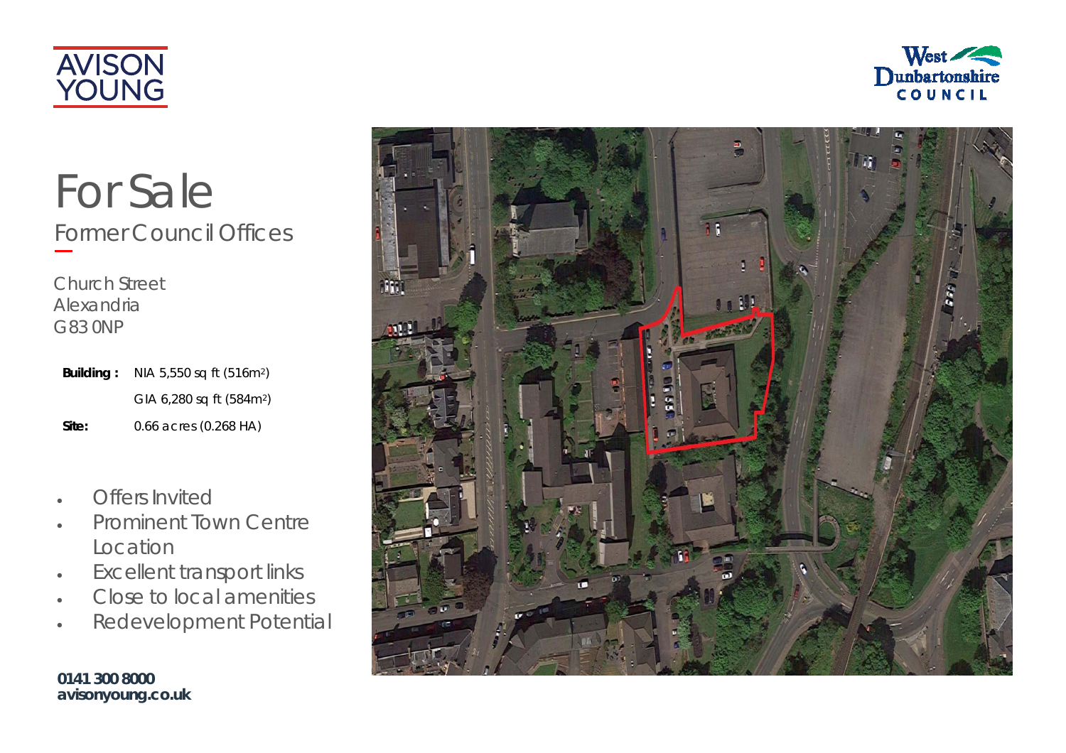AVISON YOUNG

West Dunbartonshire COUNCIL

# For Sale

## Former Council Offices

Church Street
Alexandria
G83 0NP

| | |
|---|---|
| **Building :** | NIA 5,550 sq ft (516m$^2$) |
| | GIA 6,280 sq ft (584m$^2$) |
| **Site:** | 0.66 acres (0.268 HA) |

- Offers Invited
- Prominent Town Centre Location
- Excellent transport links
- Close to local amenities
- Redevelopment Potential

**0141 300 8000**
**avisonyoung.co.uk**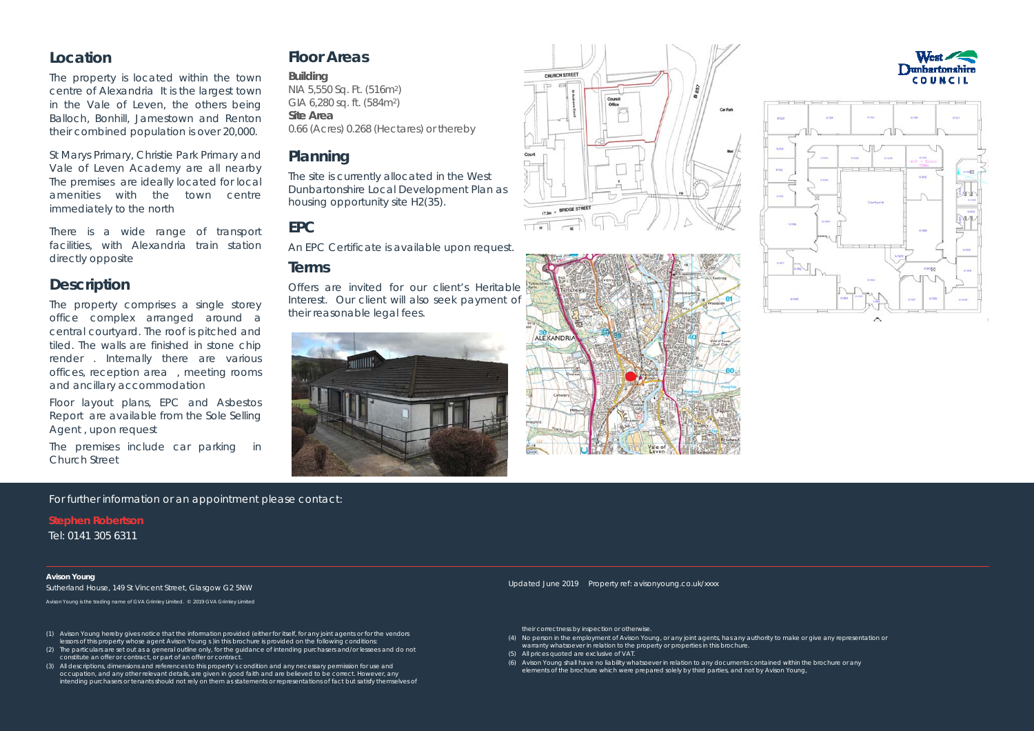## Location

The property is located within the town centre of Alexandria It is the largest town in the Vale of Leven, the others being Balloch, Bonhill, Jamestown and Renton their combined population is over 20,000.

St Marys Primary, Christie Park Primary and Vale of Leven Academy are all nearby The premises are ideally located for local amenities with the town centre immediately to the north

There is a wide range of transport facilities, with Alexandria train station directly opposite

## Description

The property comprises a single storey office complex arranged around a central courtyard. The roof is pitched and tiled. The walls are finished in stone chip render . Internally there are various offices, reception area , meeting rooms and ancillary accommodation

Floor layout plans, EPC and Asbestos Report are available from the Sole Selling Agent , upon request

The premises include car parking in Church Street

## Floor Areas

**Building**
NIA 5,550 Sq. Ft. (516m²)
GIA 6,280 sq. ft. (584m²)
**Site Area**
0.66 (Acres) 0.268 (Hectares) or thereby

## Planning

The site is currently allocated in the West Dunbartonshire Local Development Plan as housing opportunity site H2(35).

## EPC

An EPC Certificate is available upon request.

## Terms

Offers are invited for our client's Heritable Interest. Our client will also seek payment of their reasonable legal fees.

West Dunbartonshire COUNCIL

For further information or an appointment please contact:

**Stephen Robertson**
Tel: 0141 305 6311

**Avison Young**
Sutherland House, 149 St Vincent Street, Glasgow G2 5NW

Avison Young is the trading name of GVA Grimley Limited. © 2019 GVA Grimley Limited

Updated June 2019 Property ref: avisonyoung.co.uk/xxxx

(1) Avison Young hereby gives notice that the information provided (either for itself, for any joint agents or for the vendors lessors of this property whose agent Avison Young s )in this brochure is provided on the following conditions:
(2) The particulars are set out as a general outline only, for the guidance of intending purchasers and/or lessees and do not constitute an offer or contract, or part of an offer or contract.
(3) All descriptions, dimensions and references to this property's condition and any necessary permission for use and occupation, and any other relevant details, are given in good faith and are believed to be correct. However, any intending purchasers or tenants should not rely on them as statements or representations of fact but satisfy themselves of their correctness by inspection or otherwise.
(4) No person in the employment of Avison Young, or any joint agents, has any authority to make or give any representation or warranty whatsoever in relation to the property or properties in this brochure.
(5) All prices quoted are exclusive of VAT.
(6) Avison Young shall have no liability whatsoever in relation to any documents contained within the brochure or any elements of the brochure which were prepared solely by third parties, and not by Avison Young,